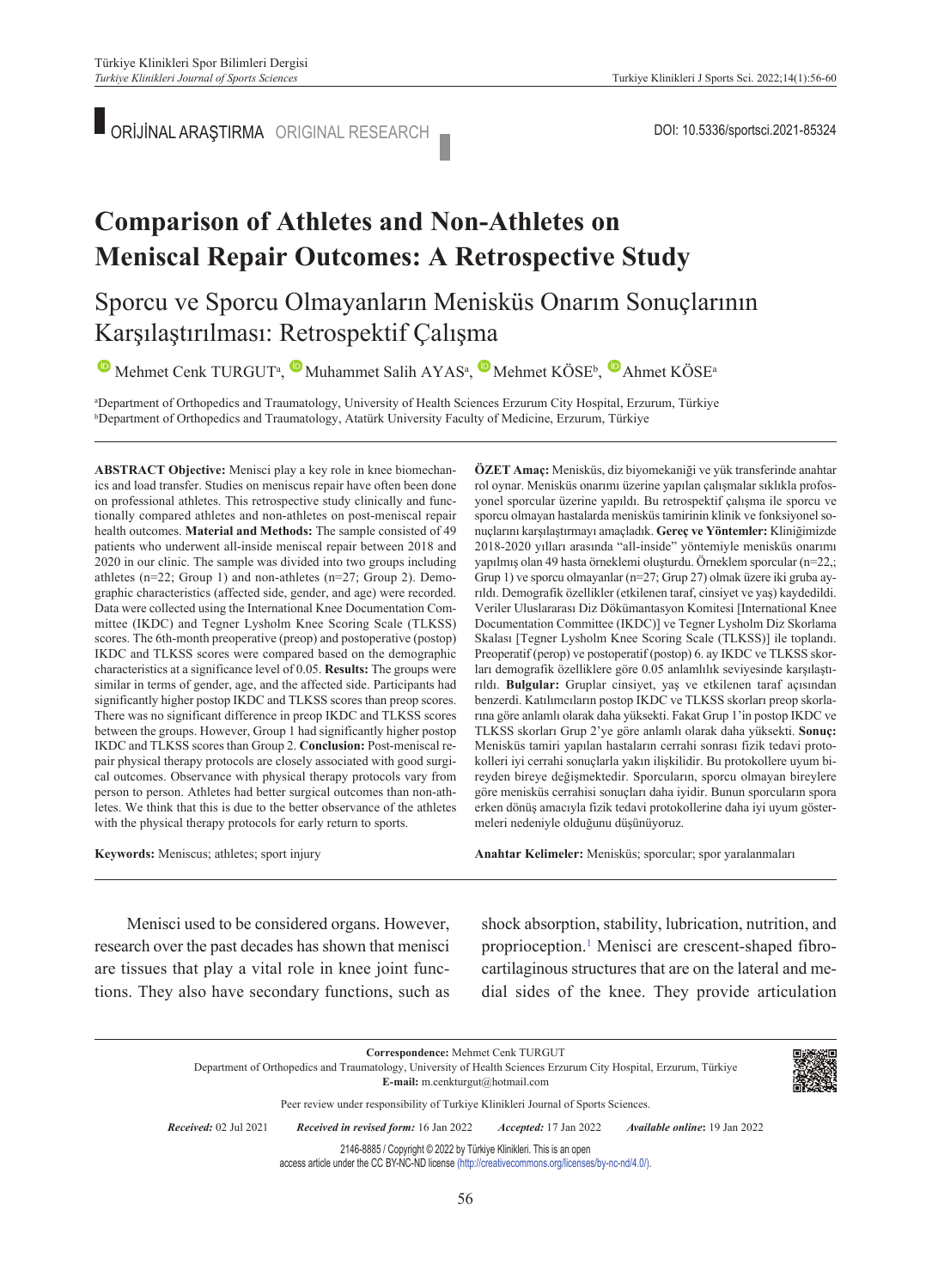ORİJİNAL ARAŞTIRMA ORIGINAL RESEARCH

DOI: 10.5336/sportsci.2021-85324

# Comparison of Athletes and Non-Athletes on Meniscal Repair Outcomes: A Retrospective Study

## Sporcu ve Sporcu Olmayanların Menisküs Onarım Sonuçlarının Karşılaştırılması: Retrospektif Çalışma

Mehmet Cenk TURGUT[a], Muhammet Salih AYAS[a], Mehmet KÖSE[b], Ahmet KÖSE[a]

[a]Department of Orthopedics and Traumatology, University of Health Sciences Erzurum City Hospital, Erzurum, Türkiye
[b]Department of Orthopedics and Traumatology, Atatürk University Faculty of Medicine, Erzurum, Türkiye

**ABSTRACT Objective:** Menisci play a key role in knee biomechanics and load transfer. Studies on meniscus repair have often been done on professional athletes. This retrospective study clinically and functionally compared athletes and non-athletes on post-meniscal repair health outcomes. **Material and Methods:** The sample consisted of 49 patients who underwent all-inside meniscal repair between 2018 and 2020 in our clinic. The sample was divided into two groups including athletes (n=22; Group 1) and non-athletes (n=27; Group 2). Demographic characteristics (affected side, gender, and age) were recorded. Data were collected using the International Knee Documentation Committee (IKDC) and Tegner Lysholm Knee Scoring Scale (TLKSS) scores. The 6th-month preoperative (preop) and postoperative (postop) IKDC and TLKSS scores were compared based on the demographic characteristics at a significance level of 0.05. **Results:** The groups were similar in terms of gender, age, and the affected side. Participants had significantly higher postop IKDC and TLKSS scores than preop scores. There was no significant difference in preop IKDC and TLKSS scores between the groups. However, Group 1 had significantly higher postop IKDC and TLKSS scores than Group 2. **Conclusion:** Post-meniscal repair physical therapy protocols are closely associated with good surgical outcomes. Observance with physical therapy protocols vary from person to person. Athletes had better surgical outcomes than non-athletes. We think that this is due to the better observance of the athletes with the physical therapy protocols for early return to sports.

**Keywords:** Meniscus; athletes; sport injury

**ÖZET Amaç:** Menisküs, diz biyomekaniği ve yük transferinde anahtar rol oynar. Menisküs onarımı üzerine yapılan çalışmalar sıklıkla profesyonel sporcular üzerine yapıldı. Bu retrospektif çalışma ile sporcu ve sporcu olmayan hastalarda menisküs tamirinin klinik ve fonksiyonel sonuçlarını karşılaştırmayı amaçladık. **Gereç ve Yöntemler:** Kliniğimizde 2018-2020 yılları arasında "all-inside" yöntemiyle menisküs onarımı yapılmış olan 49 hasta örneklemi oluşturdu. Örneklem sporcular (n=22,; Grup 1) ve sporcu olmayanlar (n=27; Grup 27) olmak üzere iki gruba ayrıldı. Demografik özellikler (etkilenen taraf, cinsiyet ve yaş) kaydedildi. Veriler Uluslararası Diz Dökümantasyon Komitesi [International Knee Documentation Committee (IKDC)] ve Tegner Lysholm Diz Skorlama Skalası [Tegner Lysholm Knee Scoring Scale (TLKSS)] ile toplandı. Preoperatif (perop) ve postoperatif (postop) 6. ay IKDC ve TLKSS skorları demografik özelliklere göre 0.05 anlamlılık seviyesinde karşılaştırıldı. **Bulgular:** Gruplar cinsiyet, yaş ve etkilenen taraf açısından benzerdi. Katılımcıların postop IKDC ve TLKSS skorları preop skorlarına göre anlamlı olarak daha yüksekti. Fakat Grup 1'in postop IKDC ve TLKSS skorları Grup 2'ye göre anlamlı olarak daha yüksekti. **Sonuç:** Menisküs tamiri yapılan hastaların cerrahi sonrası fizik tedavi protokolleri iyi cerrahi sonuçlarla yakın ilişkilidir. Bu protokollere uyum bireyden bireye değişmektedir. Sporcularda, sporcu olmayan bireylere göre menisküs cerrahisi sonuçları daha iyidir. Bunun sporcuların spora erken dönüş amacıyla fizik tedavi protokollerine daha iyi uyum göstermeleri nedeniyle olduğunu düşünüyoruz.

**Anahtar Kelimeler:** Menisküs; sporcular; spor yaralanmaları

Menisci used to be considered organs. However, research over the past decades has shown that menisci are tissues that play a vital role in knee joint functions. They also have secondary functions, such as shock absorption, stability, lubrication, nutrition, and proprioception.[1] Menisci are crescent-shaped fibrocartilaginous structures that are on the lateral and medial sides of the knee. They provide articulation

**Correspondence:** Mehmet Cenk TURGUT
Department of Orthopedics and Traumatology, University of Health Sciences Erzurum City Hospital, Erzurum, Türkiye
**E-mail:** m.cenkturgut@hotmail.com

Peer review under responsibility of Turkiye Klinikleri Journal of Sports Sciences.

*Received:* 02 Jul 2021 *Received in revised form:* 16 Jan 2022 *Accepted:* 17 Jan 2022 *Available online:* 19 Jan 2022

2146-8885 / Copyright © 2022 by Türkiye Klinikleri. This is an open access article under the CC BY-NC-ND license (http://creativecommons.org/licenses/by-nc-nd/4.0/).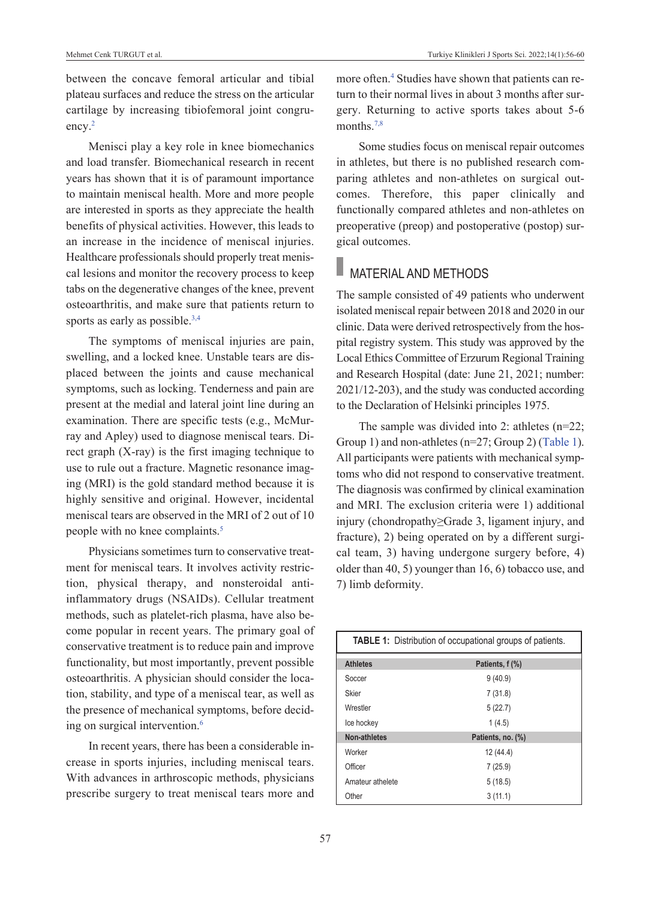between the concave femoral articular and tibial plateau surfaces and reduce the stress on the articular cartilage by increasing tibiofemoral joint congruency.[2]

Menisci play a key role in knee biomechanics and load transfer. Biomechanical research in recent years has shown that it is of paramount importance to maintain meniscal health. More and more people are interested in sports as they appreciate the health benefits of physical activities. However, this leads to an increase in the incidence of meniscal injuries. Healthcare professionals should properly treat meniscal lesions and monitor the recovery process to keep tabs on the degenerative changes of the knee, prevent osteoarthritis, and make sure that patients return to sports as early as possible.[3,4]

The symptoms of meniscal injuries are pain, swelling, and a locked knee. Unstable tears are displaced between the joints and cause mechanical symptoms, such as locking. Tenderness and pain are present at the medial and lateral joint line during an examination. There are specific tests (e.g., McMurray and Apley) used to diagnose meniscal tears. Direct graph (X-ray) is the first imaging technique to use to rule out a fracture. Magnetic resonance imaging (MRI) is the gold standard method because it is highly sensitive and original. However, incidental meniscal tears are observed in the MRI of 2 out of 10 people with no knee complaints.[5]

Physicians sometimes turn to conservative treatment for meniscal tears. It involves activity restriction, physical therapy, and nonsteroidal anti-inflammatory drugs (NSAIDs). Cellular treatment methods, such as platelet-rich plasma, have also become popular in recent years. The primary goal of conservative treatment is to reduce pain and improve functionality, but most importantly, prevent possible osteoarthritis. A physician should consider the location, stability, and type of a meniscal tear, as well as the presence of mechanical symptoms, before deciding on surgical intervention.[6]

In recent years, there has been a considerable increase in sports injuries, including meniscal tears. With advances in arthroscopic methods, physicians prescribe surgery to treat meniscal tears more and more often.[4] Studies have shown that patients can return to their normal lives in about 3 months after surgery. Returning to active sports takes about 5-6 months.[7,8]

Some studies focus on meniscal repair outcomes in athletes, but there is no published research comparing athletes and non-athletes on surgical outcomes. Therefore, this paper clinically and functionally compared athletes and non-athletes on preoperative (preop) and postoperative (postop) surgical outcomes.

## MATERIAL AND METHODS

The sample consisted of 49 patients who underwent isolated meniscal repair between 2018 and 2020 in our clinic. Data were derived retrospectively from the hospital registry system. This study was approved by the Local Ethics Committee of Erzurum Regional Training and Research Hospital (date: June 21, 2021; number: 2021/12-203), and the study was conducted according to the Declaration of Helsinki principles 1975.

The sample was divided into 2: athletes (n=22; Group 1) and non-athletes (n=27; Group 2) (Table 1). All participants were patients with mechanical symptoms who did not respond to conservative treatment. The diagnosis was confirmed by clinical examination and MRI. The exclusion criteria were 1) additional injury (chondropathy≥Grade 3, ligament injury, and fracture), 2) being operated on by a different surgical team, 3) having undergone surgery before, 4) older than 40, 5) younger than 16, 6) tobacco use, and 7) limb deformity.

**TABLE 1:** Distribution of occupational groups of patients.

| Athletes | Patients, f (%) |
|---|---|
| Soccer | 9 (40.9) |
| Skier | 7 (31.8) |
| Wrestler | 5 (22.7) |
| Ice hockey | 1 (4.5) |
| **Non-athletes** | **Patients, no. (%)** |
| Worker | 12 (44.4) |
| Officer | 7 (25.9) |
| Amateur athelete | 5 (18.5) |
| Other | 3 (11.1) |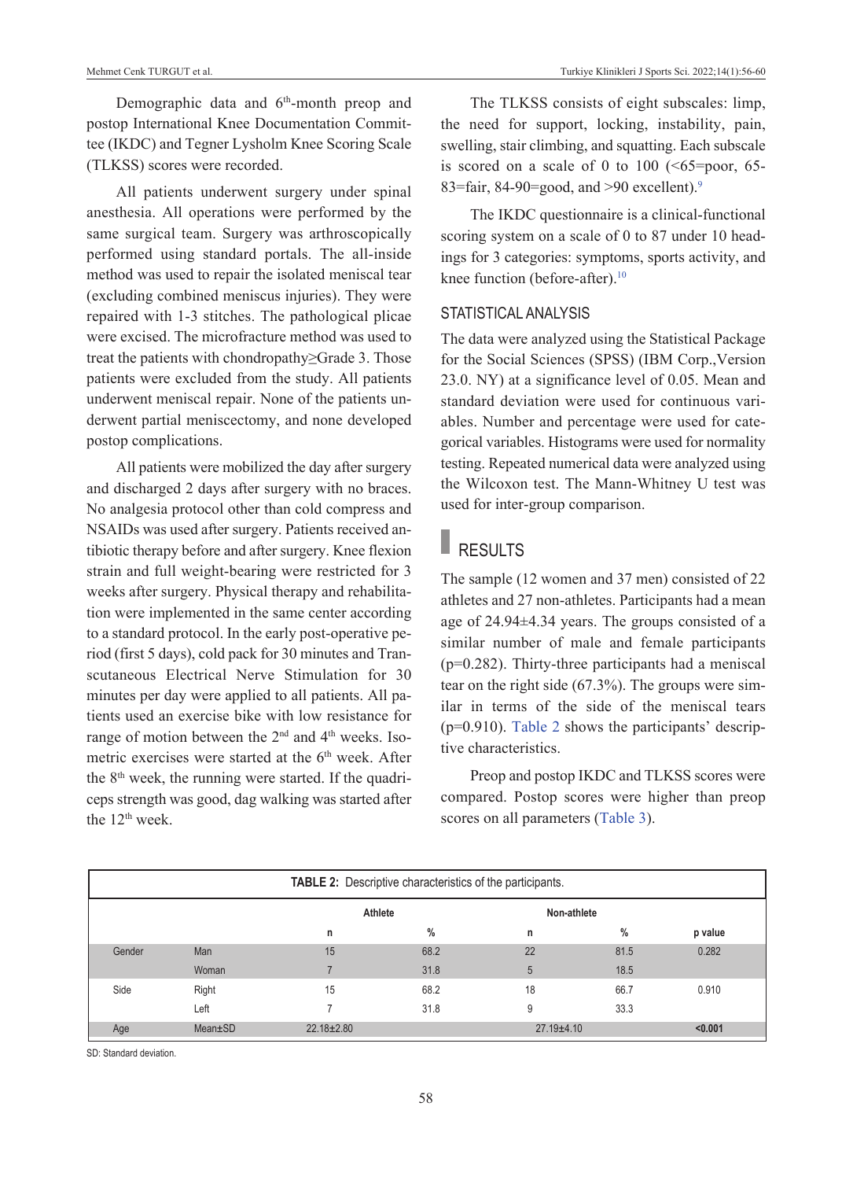Demographic data and 6th-month preop and postop International Knee Documentation Committee (IKDC) and Tegner Lysholm Knee Scoring Scale (TLKSS) scores were recorded.

All patients underwent surgery under spinal anesthesia. All operations were performed by the same surgical team. Surgery was arthroscopically performed using standard portals. The all-inside method was used to repair the isolated meniscal tear (excluding combined meniscus injuries). They were repaired with 1-3 stitches. The pathological plicae were excised. The microfracture method was used to treat the patients with chondropathy≥Grade 3. Those patients were excluded from the study. All patients underwent meniscal repair. None of the patients underwent partial meniscectomy, and none developed postop complications.

All patients were mobilized the day after surgery and discharged 2 days after surgery with no braces. No analgesia protocol other than cold compress and NSAIDs was used after surgery. Patients received antibiotic therapy before and after surgery. Knee flexion strain and full weight-bearing were restricted for 3 weeks after surgery. Physical therapy and rehabilitation were implemented in the same center according to a standard protocol. In the early post-operative period (first 5 days), cold pack for 30 minutes and Transcutaneous Electrical Nerve Stimulation for 30 minutes per day were applied to all patients. All patients used an exercise bike with low resistance for range of motion between the 2nd and 4th weeks. Isometric exercises were started at the 6th week. After the 8th week, the running were started. If the quadriceps strength was good, dag walking was started after the 12th week.

The TLKSS consists of eight subscales: limp, the need for support, locking, instability, pain, swelling, stair climbing, and squatting. Each subscale is scored on a scale of 0 to 100 (<65=poor, 65-83=fair, 84-90=good, and >90 excellent).[9]

The IKDC questionnaire is a clinical-functional scoring system on a scale of 0 to 87 under 10 headings for 3 categories: symptoms, sports activity, and knee function (before-after).[10]

## STATISTICAL ANALYSIS

The data were analyzed using the Statistical Package for the Social Sciences (SPSS) (IBM Corp.,Version 23.0. NY) at a significance level of 0.05. Mean and standard deviation were used for continuous variables. Number and percentage were used for categorical variables. Histograms were used for normality testing. Repeated numerical data were analyzed using the Wilcoxon test. The Mann-Whitney U test was used for inter-group comparison.

# RESULTS

The sample (12 women and 37 men) consisted of 22 athletes and 27 non-athletes. Participants had a mean age of 24.94±4.34 years. The groups consisted of a similar number of male and female participants (p=0.282). Thirty-three participants had a meniscal tear on the right side (67.3%). The groups were similar in terms of the side of the meniscal tears (p=0.910). Table 2 shows the participants' descriptive characteristics.

Preop and postop IKDC and TLKSS scores were compared. Postop scores were higher than preop scores on all parameters (Table 3).

**TABLE 2:** Descriptive characteristics of the participants.

| | | Athlete | | Non-athlete | | |
|---|---|---|---|---|---|---|
| | | n | % | n | % | p value |
| Gender | Man | 15 | 68.2 | 22 | 81.5 | 0.282 |
| | Woman | 7 | 31.8 | 5 | 18.5 | |
| Side | Right | 15 | 68.2 | 18 | 66.7 | 0.910 |
| | Left | 7 | 31.8 | 9 | 33.3 | |
| Age | Mean±SD | 22.18±2.80 | | 27.19±4.10 | | **<0.001** |

SD: Standard deviation.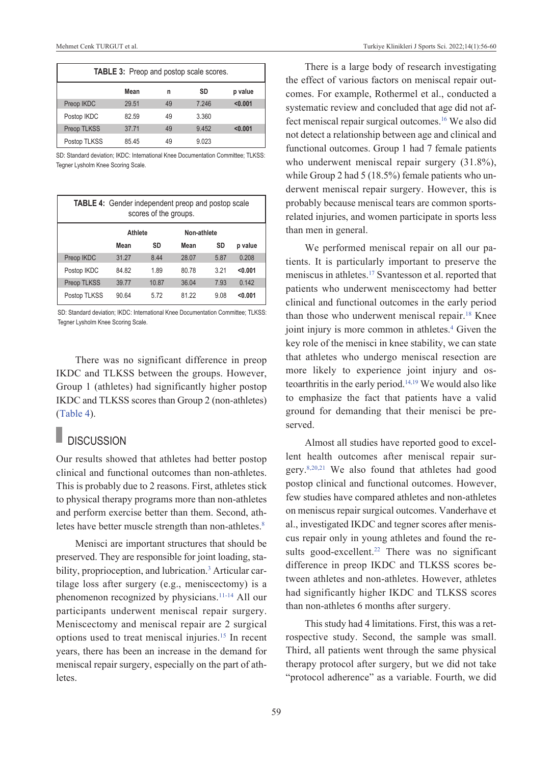**TABLE 3:** Preop and postop scale scores.

| | Mean | n | SD | p value |
|---|---|---|---|---|
| Preop IKDC | 29.51 | 49 | 7.246 | **<0.001** |
| Postop IKDC | 82.59 | 49 | 3.360 | |
| Preop TLKSS | 37.71 | 49 | 9.452 | **<0.001** |
| Postop TLKSS | 85.45 | 49 | 9.023 | |

SD: Standard deviation; IKDC: International Knee Documentation Committee; TLKSS: Tegner Lysholm Knee Scoring Scale.

**TABLE 4:** Gender independent preop and postop scale scores of the groups.

| | Athlete | | Non-athlete | | |
|---|---|---|---|---|---|
| | Mean | SD | Mean | SD | p value |
| Preop IKDC | 31.27 | 8.44 | 28.07 | 5.87 | 0.208 |
| Postop IKDC | 84.82 | 1.89 | 80.78 | 3.21 | **<0.001** |
| Preop TLKSS | 39.77 | 10.87 | 36.04 | 7.93 | 0.142 |
| Postop TLKSS | 90.64 | 5.72 | 81.22 | 9.08 | **<0.001** |

SD: Standard deviation; IKDC: International Knee Documentation Committee; TLKSS: Tegner Lysholm Knee Scoring Scale.

There was no significant difference in preop IKDC and TLKSS between the groups. However, Group 1 (athletes) had significantly higher postop IKDC and TLKSS scores than Group 2 (non-athletes) (Table 4).

## DISCUSSION

Our results showed that athletes had better postop clinical and functional outcomes than non-athletes. This is probably due to 2 reasons. First, athletes stick to physical therapy programs more than non-athletes and perform exercise better than them. Second, athletes have better muscle strength than non-athletes.[8]

Menisci are important structures that should be preserved. They are responsible for joint loading, stability, proprioception, and lubrication.[3] Articular cartilage loss after surgery (e.g., meniscectomy) is a phenomenon recognized by physicians.[11-14] All our participants underwent meniscal repair surgery. Meniscectomy and meniscal repair are 2 surgical options used to treat meniscal injuries.[15] In recent years, there has been an increase in the demand for meniscal repair surgery, especially on the part of athletes.

There is a large body of research investigating the effect of various factors on meniscal repair outcomes. For example, Rothermel et al., conducted a systematic review and concluded that age did not affect meniscal repair surgical outcomes.[16] We also did not detect a relationship between age and clinical and functional outcomes. Group 1 had 7 female patients who underwent meniscal repair surgery (31.8%), while Group 2 had 5 (18.5%) female patients who underwent meniscal repair surgery. However, this is probably because meniscal tears are common sports-related injuries, and women participate in sports less than men in general.

We performed meniscal repair on all our patients. It is particularly important to preserve the meniscus in athletes.[17] Svantesson et al. reported that patients who underwent meniscectomy had better clinical and functional outcomes in the early period than those who underwent meniscal repair.[18] Knee joint injury is more common in athletes.[4] Given the key role of the menisci in knee stability, we can state that athletes who undergo meniscal resection are more likely to experience joint injury and osteoarthritis in the early period.[14,19] We would also like to emphasize the fact that patients have a valid ground for demanding that their menisci be preserved.

Almost all studies have reported good to excellent health outcomes after meniscal repair surgery.[8,20,21] We also found that athletes had good postop clinical and functional outcomes. However, few studies have compared athletes and non-athletes on meniscus repair surgical outcomes. Vanderhave et al., investigated IKDC and tegner scores after meniscus repair only in young athletes and found the results good-excellent.[22] There was no significant difference in preop IKDC and TLKSS scores between athletes and non-athletes. However, athletes had significantly higher IKDC and TLKSS scores than non-athletes 6 months after surgery.

This study had 4 limitations. First, this was a retrospective study. Second, the sample was small. Third, all patients went through the same physical therapy protocol after surgery, but we did not take "protocol adherence" as a variable. Fourth, we did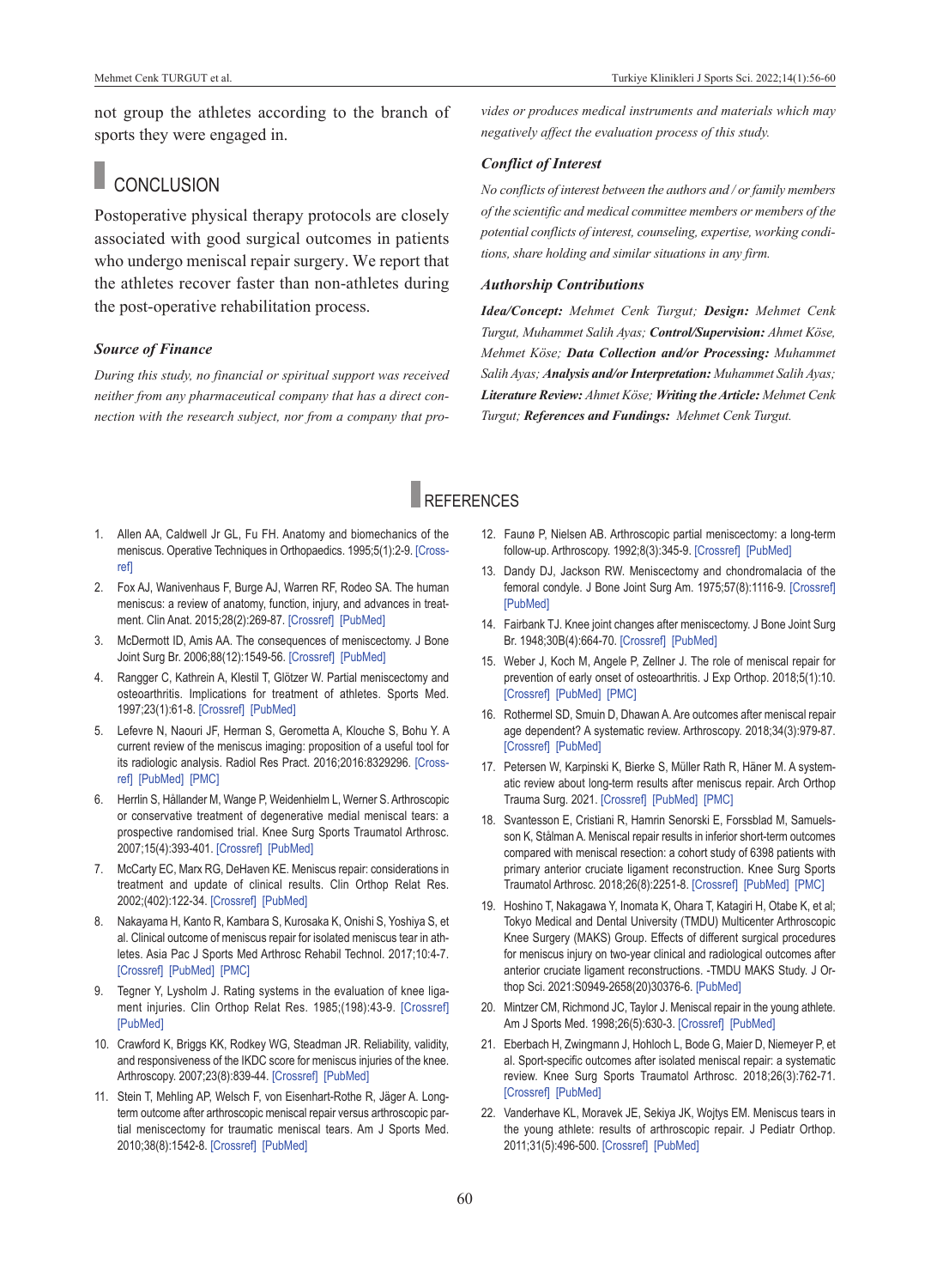not group the athletes according to the branch of sports they were engaged in.

## CONCLUSION

Postoperative physical therapy protocols are closely associated with good surgical outcomes in patients who undergo meniscal repair surgery. We report that the athletes recover faster than non-athletes during the post-operative rehabilitation process.

### *Source of Finance*

*During this study, no financial or spiritual support was received neither from any pharmaceutical company that has a direct connection with the research subject, nor from a company that provides or produces medical instruments and materials which may negatively affect the evaluation process of this study.*

### *Conflict of Interest*

*No conflicts of interest between the authors and / or family members of the scientific and medical committee members or members of the potential conflicts of interest, counseling, expertise, working conditions, share holding and similar situations in any firm.*

### *Authorship Contributions*

***Idea/Concept:*** *Mehmet Cenk Turgut;* ***Design:*** *Mehmet Cenk Turgut, Muhammet Salih Ayas;* ***Control/Supervision:*** *Ahmet Köse, Mehmet Köse;* ***Data Collection and/or Processing:*** *Muhammet Salih Ayas;* ***Analysis and/or Interpretation:*** *Muhammet Salih Ayas;* ***Literature Review:*** *Ahmet Köse;* ***Writing the Article:*** *Mehmet Cenk Turgut;* ***References and Fundings:*** *Mehmet Cenk Turgut.*

## REFERENCES

1. Allen AA, Caldwell Jr GL, Fu FH. Anatomy and biomechanics of the meniscus. Operative Techniques in Orthopaedics. 1995;5(1):2-9. [Crossref]
2. Fox AJ, Wanivenhaus F, Burge AJ, Warren RF, Rodeo SA. The human meniscus: a review of anatomy, function, injury, and advances in treatment. Clin Anat. 2015;28(2):269-87. [Crossref] [PubMed]
3. McDermott ID, Amis AA. The consequences of meniscectomy. J Bone Joint Surg Br. 2006;88(12):1549-56. [Crossref] [PubMed]
4. Rangger C, Kathrein A, Klestil T, Glötzer W. Partial meniscectomy and osteoarthritis. Implications for treatment of athletes. Sports Med. 1997;23(1):61-8. [Crossref] [PubMed]
5. Lefevre N, Naouri JF, Herman S, Gerometta A, Klouche S, Bohu Y. A current review of the meniscus imaging: proposition of a useful tool for its radiologic analysis. Radiol Res Pract. 2016;2016:8329296. [Crossref] [PubMed] [PMC]
6. Herrlin S, Hållander M, Wange P, Weidenhielm L, Werner S. Arthroscopic or conservative treatment of degenerative medial meniscal tears: a prospective randomised trial. Knee Surg Sports Traumatol Arthrosc. 2007;15(4):393-401. [Crossref] [PubMed]
7. McCarty EC, Marx RG, DeHaven KE. Meniscus repair: considerations in treatment and update of clinical results. Clin Orthop Relat Res. 2002;(402):122-34. [Crossref] [PubMed]
8. Nakayama H, Kanto R, Kambara S, Kurosaka K, Onishi S, Yoshiya S, et al. Clinical outcome of meniscus repair for isolated meniscus tear in athletes. Asia Pac J Sports Med Arthrosc Rehabil Technol. 2017;10:4-7. [Crossref] [PubMed] [PMC]
9. Tegner Y, Lysholm J. Rating systems in the evaluation of knee ligament injuries. Clin Orthop Relat Res. 1985;(198):43-9. [Crossref] [PubMed]
10. Crawford K, Briggs KK, Rodkey WG, Steadman JR. Reliability, validity, and responsiveness of the IKDC score for meniscus injuries of the knee. Arthroscopy. 2007;23(8):839-44. [Crossref] [PubMed]
11. Stein T, Mehling AP, Welsch F, von Eisenhart-Rothe R, Jäger A. Long-term outcome after arthroscopic meniscal repair versus arthroscopic partial meniscectomy for traumatic meniscal tears. Am J Sports Med. 2010;38(8):1542-8. [Crossref] [PubMed]
12. Faunø P, Nielsen AB. Arthroscopic partial meniscectomy: a long-term follow-up. Arthroscopy. 1992;8(3):345-9. [Crossref] [PubMed]
13. Dandy DJ, Jackson RW. Meniscectomy and chondromalacia of the femoral condyle. J Bone Joint Surg Am. 1975;57(8):1116-9. [Crossref] [PubMed]
14. Fairbank TJ. Knee joint changes after meniscectomy. J Bone Joint Surg Br. 1948;30B(4):664-70. [Crossref] [PubMed]
15. Weber J, Koch M, Angele P, Zellner J. The role of meniscal repair for prevention of early onset of osteoarthritis. J Exp Orthop. 2018;5(1):10. [Crossref] [PubMed] [PMC]
16. Rothermel SD, Smuin D, Dhawan A. Are outcomes after meniscal repair age dependent? A systematic review. Arthroscopy. 2018;34(3):979-87. [Crossref] [PubMed]
17. Petersen W, Karpinski K, Bierke S, Müller Rath R, Häner M. A systematic review about long-term results after meniscus repair. Arch Orthop Trauma Surg. 2021. [Crossref] [PubMed] [PMC]
18. Svantesson E, Cristiani R, Hamrin Senorski E, Forssblad M, Samuelsson K, Stålman A. Meniscal repair results in inferior short-term outcomes compared with meniscal resection: a cohort study of 6398 patients with primary anterior cruciate ligament reconstruction. Knee Surg Sports Traumatol Arthrosc. 2018;26(8):2251-8. [Crossref] [PubMed] [PMC]
19. Hoshino T, Nakagawa Y, Inomata K, Ohara T, Katagiri H, Otabe K, et al; Tokyo Medical and Dental University (TMDU) Multicenter Arthroscopic Knee Surgery (MAKS) Group. Effects of different surgical procedures for meniscus injury on two-year clinical and radiological outcomes after anterior cruciate ligament reconstructions. -TMDU MAKS Study. J Orthop Sci. 2021:S0949-2658(20)30376-6. [PubMed]
20. Mintzer CM, Richmond JC, Taylor J. Meniscal repair in the young athlete. Am J Sports Med. 1998;26(5):630-3. [Crossref] [PubMed]
21. Eberbach H, Zwingmann J, Hohloch L, Bode G, Maier D, Niemeyer P, et al. Sport-specific outcomes after isolated meniscal repair: a systematic review. Knee Surg Sports Traumatol Arthrosc. 2018;26(3):762-71. [Crossref] [PubMed]
22. Vanderhave KL, Moravek JE, Sekiya JK, Wojtys EM. Meniscus tears in the young athlete: results of arthroscopic repair. J Pediatr Orthop. 2011;31(5):496-500. [Crossref] [PubMed]